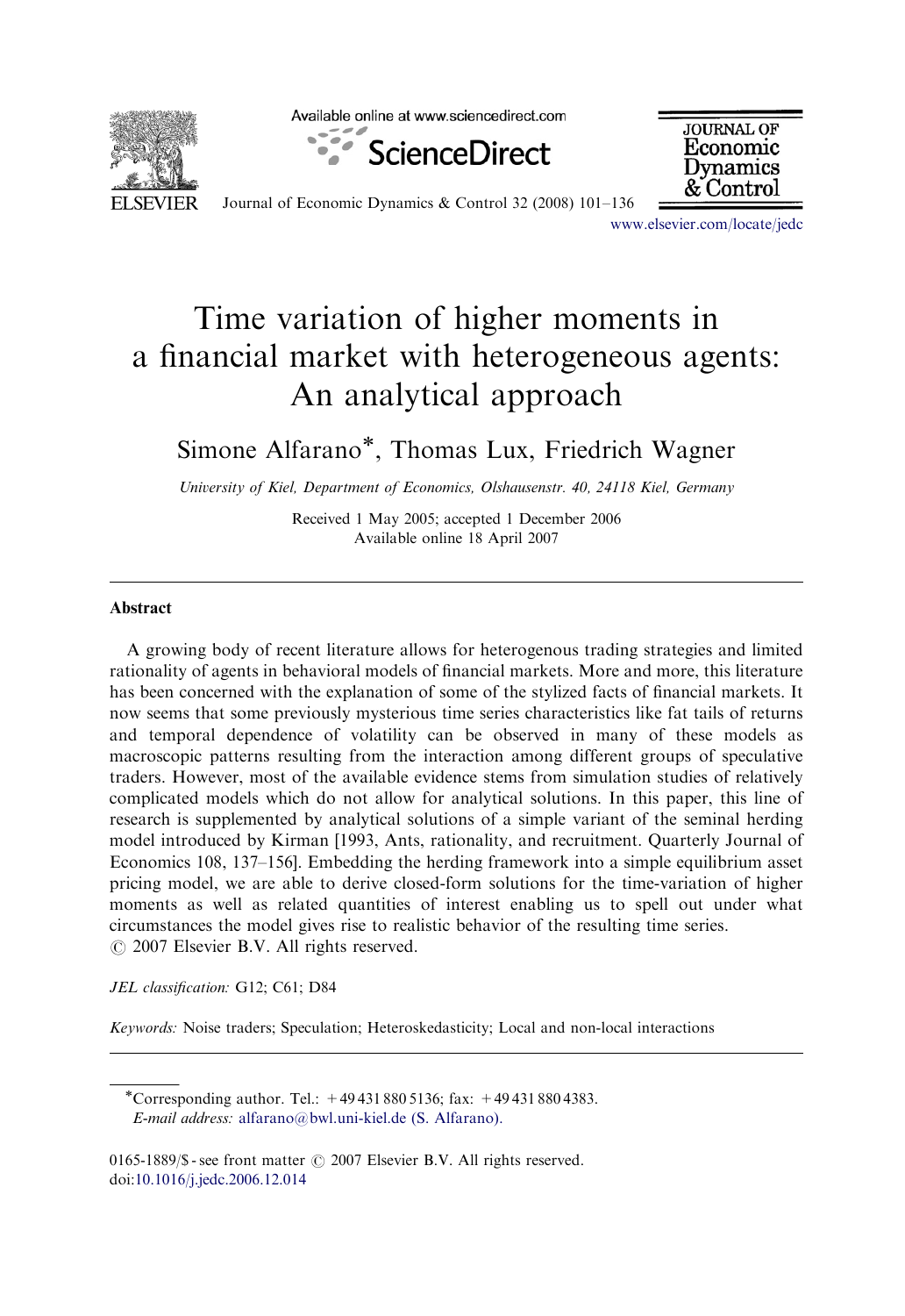# Time variation of higher moments in a financial market with heterogeneous agents: An analytical approach

Simone Alfarano*, Thomas Lux, Friedrich Wagner

*University of Kiel, Department of Economics, Olshausenstr. 40, 24118 Kiel, Germany*

Received 1 May 2005; accepted 1 December 2006
Available online 18 April 2007

## Abstract

A growing body of recent literature allows for heterogenous trading strategies and limited rationality of agents in behavioral models of financial markets. More and more, this literature has been concerned with the explanation of some of the stylized facts of financial markets. It now seems that some previously mysterious time series characteristics like fat tails of returns and temporal dependence of volatility can be observed in many of these models as macroscopic patterns resulting from the interaction among different groups of speculative traders. However, most of the available evidence stems from simulation studies of relatively complicated models which do not allow for analytical solutions. In this paper, this line of research is supplemented by analytical solutions of a simple variant of the seminal herding model introduced by Kirman [1993, Ants, rationality, and recruitment. Quarterly Journal of Economics 108, 137–156]. Embedding the herding framework into a simple equilibrium asset pricing model, we are able to derive closed-form solutions for the time-variation of higher moments as well as related quantities of interest enabling us to spell out under what circumstances the model gives rise to realistic behavior of the resulting time series.
© 2007 Elsevier B.V. All rights reserved.

*JEL classification:* G12; C61; D84

*Keywords:* Noise traders; Speculation; Heteroskedasticity; Local and non-local interactions

---

*Corresponding author. Tel.: +49 431 880 5136; fax: +49 431 880 4383.
*E-mail address:* alfarano@bwl.uni-kiel.de (S. Alfarano).

0165-1889/$ - see front matter © 2007 Elsevier B.V. All rights reserved.
doi:10.1016/j.jedc.2006.12.014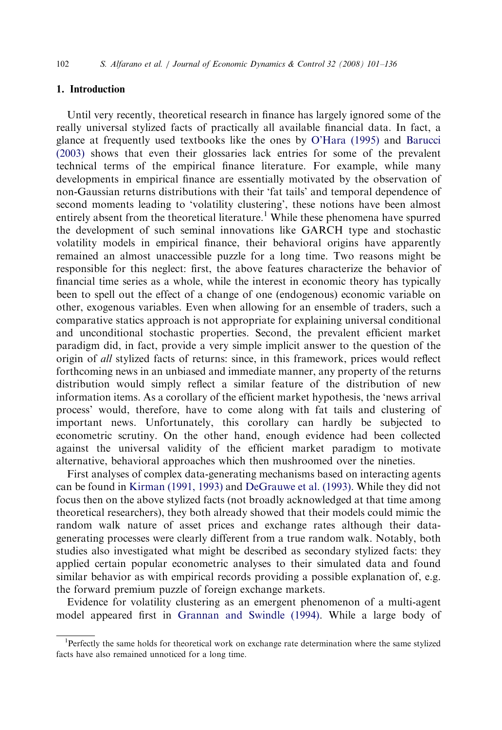## 1. Introduction

Until very recently, theoretical research in finance has largely ignored some of the really universal stylized facts of practically all available financial data. In fact, a glance at frequently used textbooks like the ones by O'Hara (1995) and Barucci (2003) shows that even their glossaries lack entries for some of the prevalent technical terms of the empirical finance literature. For example, while many developments in empirical finance are essentially motivated by the observation of non-Gaussian returns distributions with their 'fat tails' and temporal dependence of second moments leading to 'volatility clustering', these notions have been almost entirely absent from the theoretical literature.[1] While these phenomena have spurred the development of such seminal innovations like GARCH type and stochastic volatility models in empirical finance, their behavioral origins have apparently remained an almost unaccessible puzzle for a long time. Two reasons might be responsible for this neglect: first, the above features characterize the behavior of financial time series as a whole, while the interest in economic theory has typically been to spell out the effect of a change of one (endogenous) economic variable on other, exogenous variables. Even when allowing for an ensemble of traders, such a comparative statics approach is not appropriate for explaining universal conditional and unconditional stochastic properties. Second, the prevalent efficient market paradigm did, in fact, provide a very simple implicit answer to the question of the origin of *all* stylized facts of returns: since, in this framework, prices would reflect forthcoming news in an unbiased and immediate manner, any property of the returns distribution would simply reflect a similar feature of the distribution of new information items. As a corollary of the efficient market hypothesis, the 'news arrival process' would, therefore, have to come along with fat tails and clustering of important news. Unfortunately, this corollary can hardly be subjected to econometric scrutiny. On the other hand, enough evidence had been collected against the universal validity of the efficient market paradigm to motivate alternative, behavioral approaches which then mushroomed over the nineties.

First analyses of complex data-generating mechanisms based on interacting agents can be found in Kirman (1991, 1993) and DeGrauwe et al. (1993). While they did not focus then on the above stylized facts (not broadly acknowledged at that time among theoretical researchers), they both already showed that their models could mimic the random walk nature of asset prices and exchange rates although their data-generating processes were clearly different from a true random walk. Notably, both studies also investigated what might be described as secondary stylized facts: they applied certain popular econometric analyses to their simulated data and found similar behavior as with empirical records providing a possible explanation of, e.g. the forward premium puzzle of foreign exchange markets.

Evidence for volatility clustering as an emergent phenomenon of a multi-agent model appeared first in Grannan and Swindle (1994). While a large body of

[1] Perfectly the same holds for theoretical work on exchange rate determination where the same stylized facts have also remained unnoticed for a long time.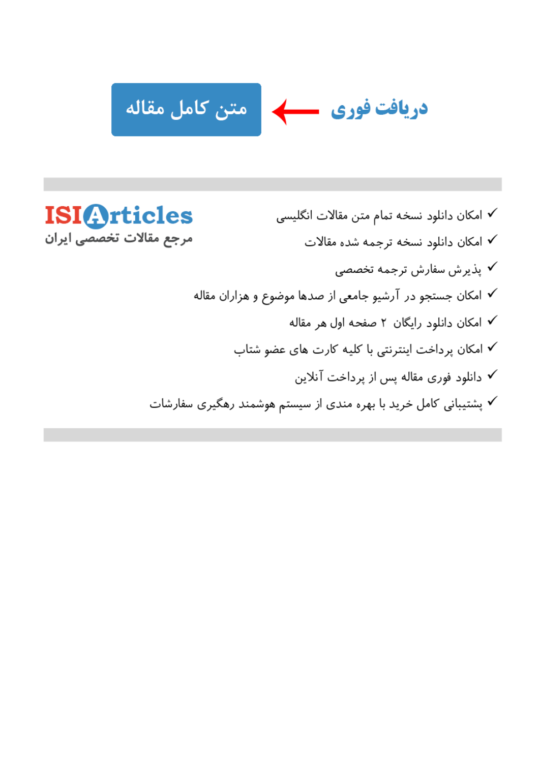دریافت فوری ← **متن کامل مقاله**

**ISIArticles**
مرجع مقالات تخصصی ایران

- ✓ امکان دانلود نسخه تمام متن مقالات انگلیسی
- ✓ امکان دانلود نسخه ترجمه شده مقالات
- ✓ پذیرش سفارش ترجمه تخصصی
- ✓ امکان جستجو در آرشیو جامعی از صدها موضوع و هزاران مقاله
- ✓ امکان دانلود رایگان ۲ صفحه اول هر مقاله
- ✓ امکان پرداخت اینترنتی با کلیه کارت های عضو شتاب
- ✓ دانلود فوری مقاله پس از پرداخت آنلاین
- ✓ پشتیبانی کامل خرید با بهره مندی از سیستم هوشمند رهگیری سفارشات